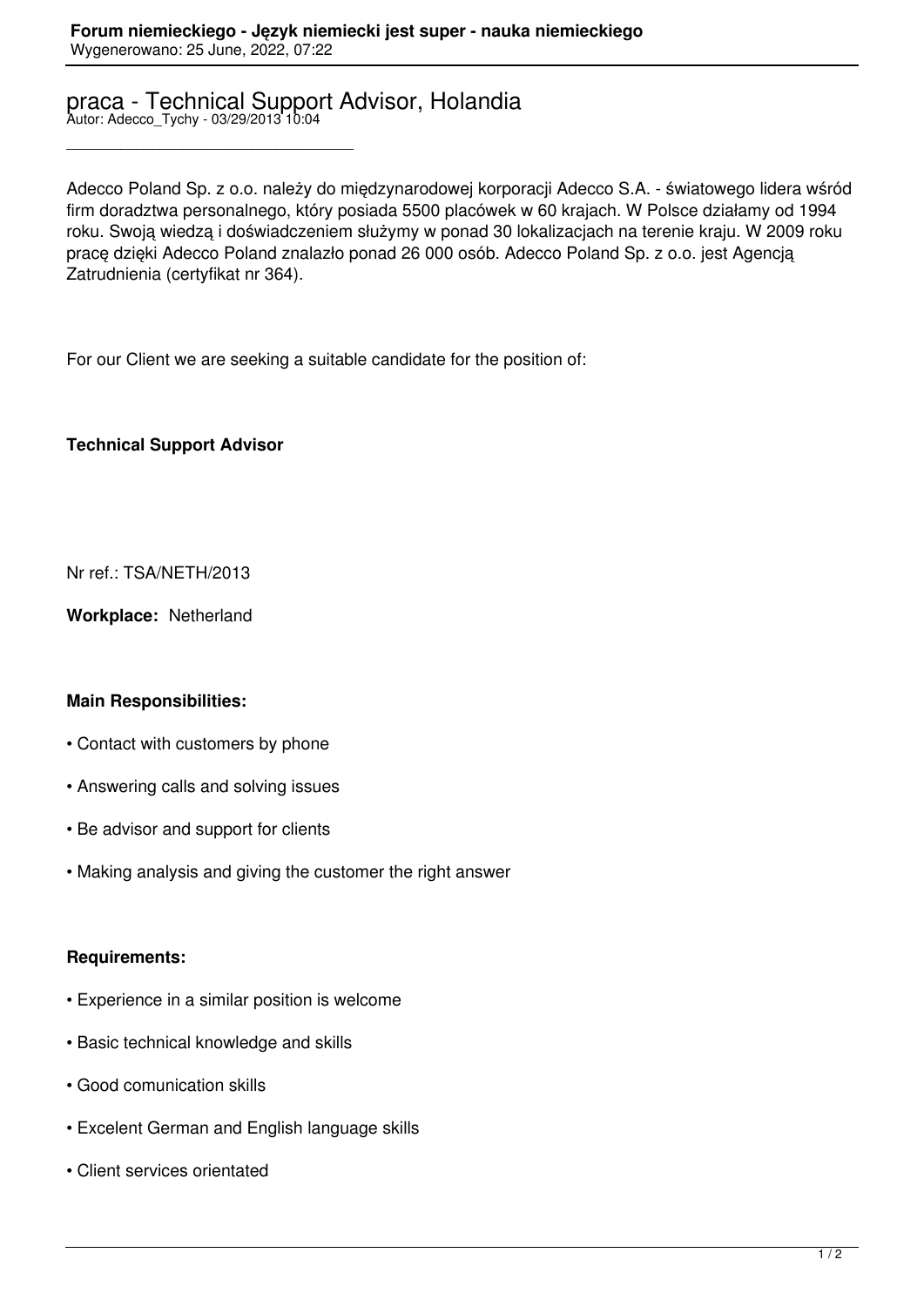# praca - Technical Support Advisor, Holandia

Autor: Adecco_Tychy - 03/29/2013 10:04

---

Adecco Poland Sp. z o.o. należy do międzynarodowej korporacji Adecco S.A. - światowego lidera wśród firm doradztwa personalnego, który posiada 5500 placówek w 60 krajach. W Polsce działamy od 1994 roku. Swoją wiedzą i doświadczeniem służymy w ponad 30 lokalizacjach na terenie kraju. W 2009 roku pracę dzięki Adecco Poland znalazło ponad 26 000 osób. Adecco Poland Sp. z o.o. jest Agencją Zatrudnienia (certyfikat nr 364).

For our Client we are seeking a suitable candidate for the position of:

**Technical Support Advisor**

Nr ref.: TSA/NETH/2013

**Workplace:** Netherland

**Main Responsibilities:**

- Contact with customers by phone
- Answering calls and solving issues
- Be advisor and support for clients
- Making analysis and giving the customer the right answer

**Requirements:**

- Experience in a similar position is welcome
- Basic technical knowledge and skills
- Good comunication skills
- Excelent German and English language skills
- Client services orientated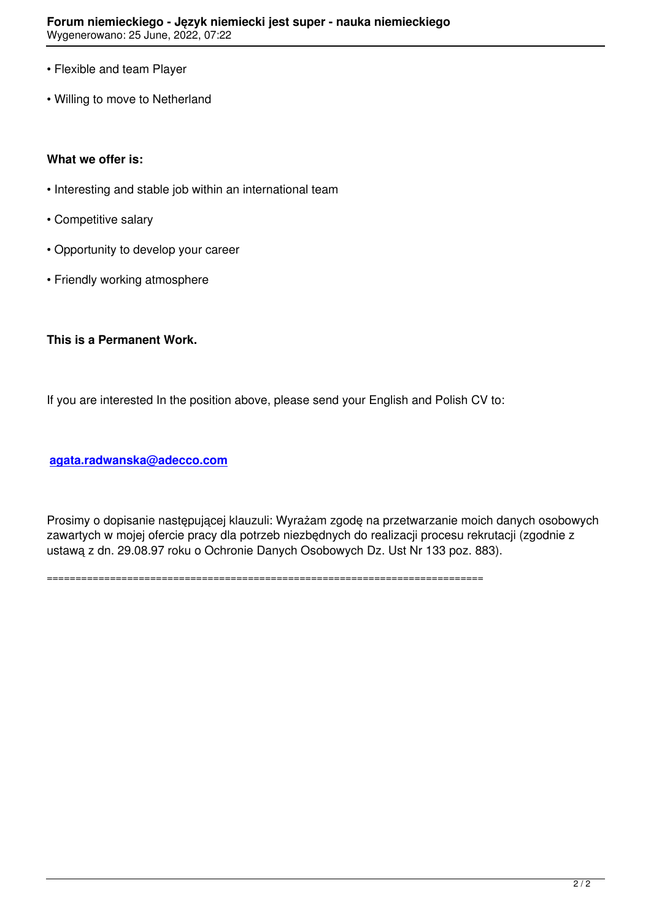- Flexible and team Player
- Willing to move to Netherland

**What we offer is:**

- Interesting and stable job within an international team
- Competitive salary
- Opportunity to develop your career
- Friendly working atmosphere

**This is a Permanent Work.**

If you are interested In the position above, please send your English and Polish CV to:

**[agata.radwanska@adecco.com](mailto:agata.radwanska@adecco.com)**

Prosimy o dopisanie następującej klauzuli: Wyrażam zgodę na przetwarzanie moich danych osobowych zawartych w mojej ofercie pracy dla potrzeb niezbędnych do realizacji procesu rekrutacji (zgodnie z ustawą z dn. 29.08.97 roku o Ochronie Danych Osobowych Dz. Ust Nr 133 poz. 883).

===========================================================================